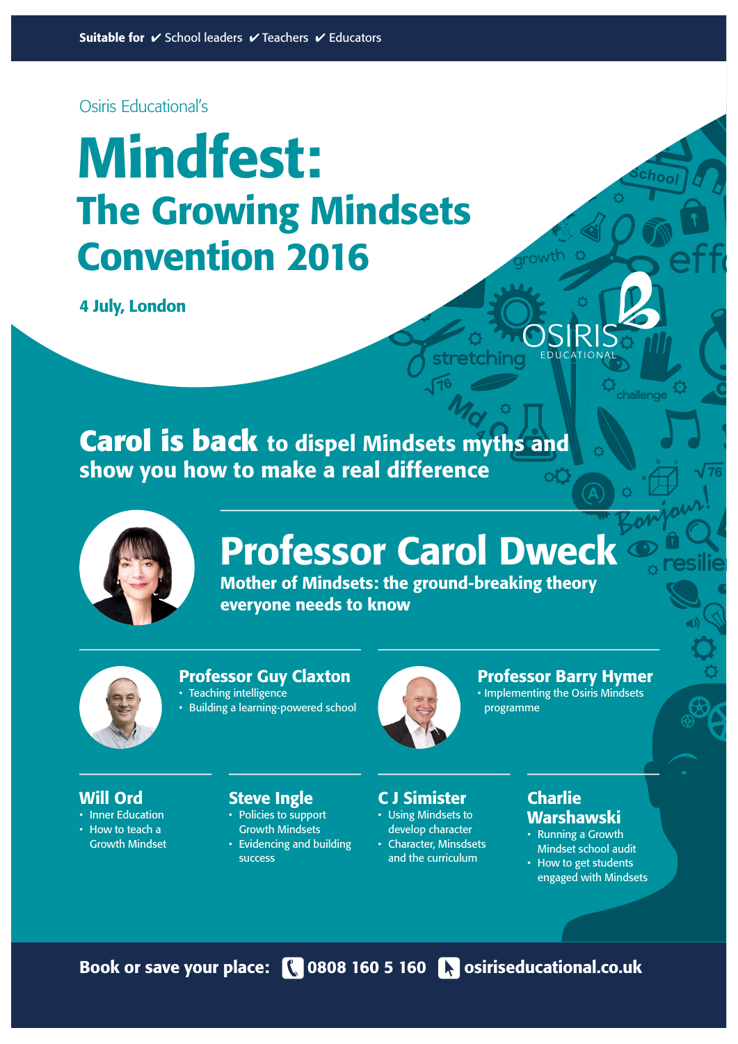**Suitable for** ✔ School leaders ✔ Teachers ✔ Educators

Osiris Educational's

# Mindfest:

## The Growing Mindsets Convention 2016

**4 July, London**

OSIRIS EDUCATIONAL

## Carol is back to dispel Mindsets myths and show you how to make a real difference

### Professor Carol Dweck

**Mother of Mindsets: the ground-breaking theory everyone needs to know**

### Professor Guy Claxton

- Teaching intelligence
- Building a learning-powered school

### Professor Barry Hymer

- Implementing the Osiris Mindsets programme

### Will Ord

- Inner Education
- How to teach a Growth Mindset

### Steve Ingle

- Policies to support Growth Mindsets
- Evidencing and building success

### C J Simister

- Using Mindsets to develop character
- Character, Minsdsets and the curriculum

### Charlie Warshawski

- Running a Growth Mindset school audit
- How to get students engaged with Mindsets

**Book or save your place:** 0808 160 5 160 osiriseducational.co.uk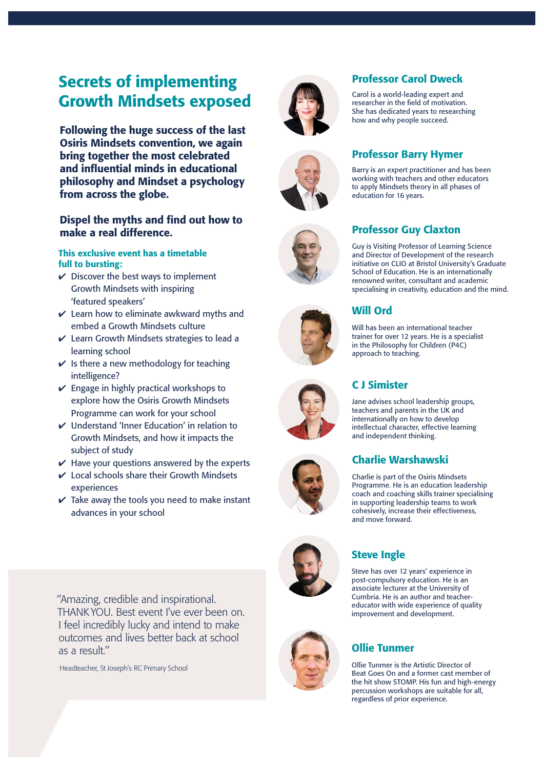# Secrets of implementing Growth Mindsets exposed

**Following the huge success of the last Osiris Mindsets convention, we again bring together the most celebrated and influential minds in educational philosophy and Mindset a psychology from across the globe.**

**Dispel the myths and find out how to make a real difference.**

**This exclusive event has a timetable full to bursting:**

- ✔ Discover the best ways to implement Growth Mindsets with inspiring 'featured speakers'
- ✔ Learn how to eliminate awkward myths and embed a Growth Mindsets culture
- ✔ Learn Growth Mindsets strategies to lead a learning school
- ✔ Is there a new methodology for teaching intelligence?
- ✔ Engage in highly practical workshops to explore how the Osiris Growth Mindsets Programme can work for your school
- ✔ Understand 'Inner Education' in relation to Growth Mindsets, and how it impacts the subject of study
- ✔ Have your questions answered by the experts
- ✔ Local schools share their Growth Mindsets experiences
- ✔ Take away the tools you need to make instant advances in your school

"Amazing, credible and inspirational. THANK YOU. Best event I've ever been on. I feel incredibly lucky and intend to make outcomes and lives better back at school as a result."

Headteacher, St Joseph's RC Primary School

## Professor Carol Dweck

Carol is a world-leading expert and researcher in the field of motivation. She has dedicated years to researching how and why people succeed.

## Professor Barry Hymer

Barry is an expert practitioner and has been working with teachers and other educators to apply Mindsets theory in all phases of education for 16 years.

## Professor Guy Claxton

Guy is Visiting Professor of Learning Science and Director of Development of the research initiative on CLIO at Bristol University's Graduate School of Education. He is an internationally renowned writer, consultant and academic specialising in creativity, education and the mind.

## Will Ord

Will has been an international teacher trainer for over 12 years. He is a specialist in the Philosophy for Children (P4C) approach to teaching.

## C J Simister

Jane advises school leadership groups, teachers and parents in the UK and internationally on how to develop intellectual character, effective learning and independent thinking.

## Charlie Warshawski

Charlie is part of the Osiris Mindsets Programme. He is an education leadership coach and coaching skills trainer specialising in supporting leadership teams to work cohesively, increase their effectiveness, and move forward.

## Steve Ingle

Steve has over 12 years' experience in post-compulsory education. He is an associate lecturer at the University of Cumbria. He is an author and teacher-educator with wide experience of quality improvement and development.

## Ollie Tunmer

Ollie Tunmer is the Artistic Director of Beat Goes On and a former cast member of the hit show STOMP. His fun and high-energy percussion workshops are suitable for all, regardless of prior experience.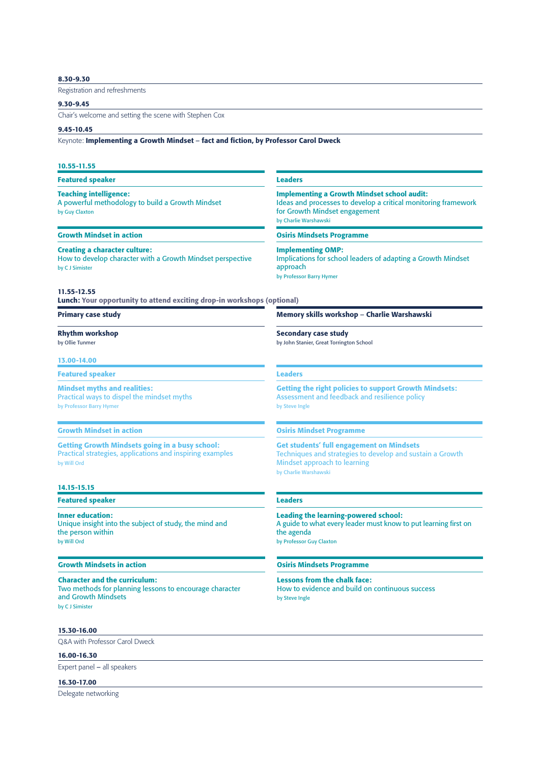**8.30-9.30**

Registration and refreshments

**9.30-9.45**

Chair's welcome and setting the scene with Stephen Cox

**9.45-10.45**

Keynote: **Implementing a Growth Mindset – fact and fiction, by Professor Carol Dweck**

**10.55-11.55**

**Featured speaker**

**Teaching intelligence:**
A powerful methodology to build a Growth Mindset
by Guy Claxton

**Growth Mindset in action**

**Creating a character culture:**
How to develop character with a Growth Mindset perspective
by C J Simister

**Leaders**

**Implementing a Growth Mindset school audit:**
Ideas and processes to develop a critical monitoring framework for Growth Mindset engagement
by Charlie Warshawski

**Osiris Mindsets Programme**

**Implementing OMP:**
Implications for school leaders of adapting a Growth Mindset approach
by Professor Barry Hymer

**11.55-12.55**

**Lunch: Your opportunity to attend exciting drop-in workshops (optional)**

**Primary case study**

**Rhythm workshop**
by Ollie Tunmer

**Memory skills workshop – Charlie Warshawski**

**Secondary case study**
by John Stanier, Great Torrington School

**13.00-14.00**

**Featured speaker**

**Mindset myths and realities:**
Practical ways to dispel the mindset myths
by Professor Barry Hymer

**Growth Mindset in action**

**Getting Growth Mindsets going in a busy school:**
Practical strategies, applications and inspiring examples
by Will Ord

**Leaders**

**Getting the right policies to support Growth Mindsets:**
Assessment and feedback and resilience policy
by Steve Ingle

**Osiris Mindset Programme**

**Get students' full engagement on Mindsets**
Techniques and strategies to develop and sustain a Growth Mindset approach to learning
by Charlie Warshawski

**14.15-15.15**

**Featured speaker**

**Inner education:**
Unique insight into the subject of study, the mind and the person within
by Will Ord

**Growth Mindsets in action**

**Character and the curriculum:**
Two methods for planning lessons to encourage character and Growth Mindsets
by C J Simister

**Leaders**

**Leading the learning-powered school:**
A guide to what every leader must know to put learning first on the agenda
by Professor Guy Claxton

**Osiris Mindsets Programme**

**Lessons from the chalk face:**
How to evidence and build on continuous success
by Steve Ingle

**15.30-16.00**

Q&A with Professor Carol Dweck

**16.00-16.30**

Expert panel – all speakers

**16.30-17.00**

Delegate networking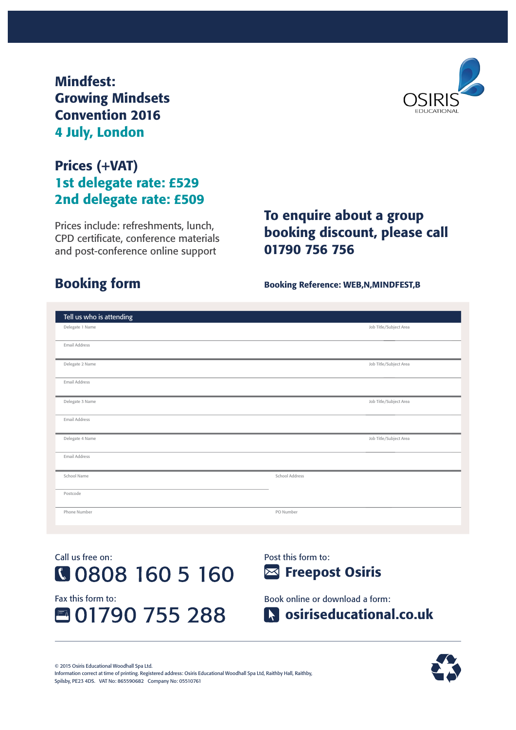# Mindfest: Growing Mindsets Convention 2016

## 4 July, London

OSIRIS EDUCATIONAL

## Prices (+VAT)

**1st delegate rate: £529**

**2nd delegate rate: £509**

Prices include: refreshments, lunch, CPD certificate, conference materials and post-conference online support

**To enquire about a group booking discount, please call 01790 756 756**

## Booking form

**Booking Reference: WEB,N,MINDFEST,B**

| Tell us who is attending | |
|---|---|
| Delegate 1 Name | Job Title/Subject Area |
| Email Address | |
| Delegate 2 Name | Job Title/Subject Area |
| Email Address | |
| Delegate 3 Name | Job Title/Subject Area |
| Email Address | |
| Delegate 4 Name | Job Title/Subject Area |
| Email Address | |
| School Name | School Address |
| Postcode | |
| Phone Number | PO Number |

Call us free on:

**0808 160 5 160**

Fax this form to:

**01790 755 288**

Post this form to:

**Freepost Osiris**

Book online or download a form:

**osiriseducational.co.uk**

© 2015 Osiris Educational Woodhall Spa Ltd.
Information correct at time of printing. Registered address: Osiris Educational Woodhall Spa Ltd, Raithby Hall, Raithby, Spilsby, PE23 4DS. VAT No: 865590682 Company No: 05510761